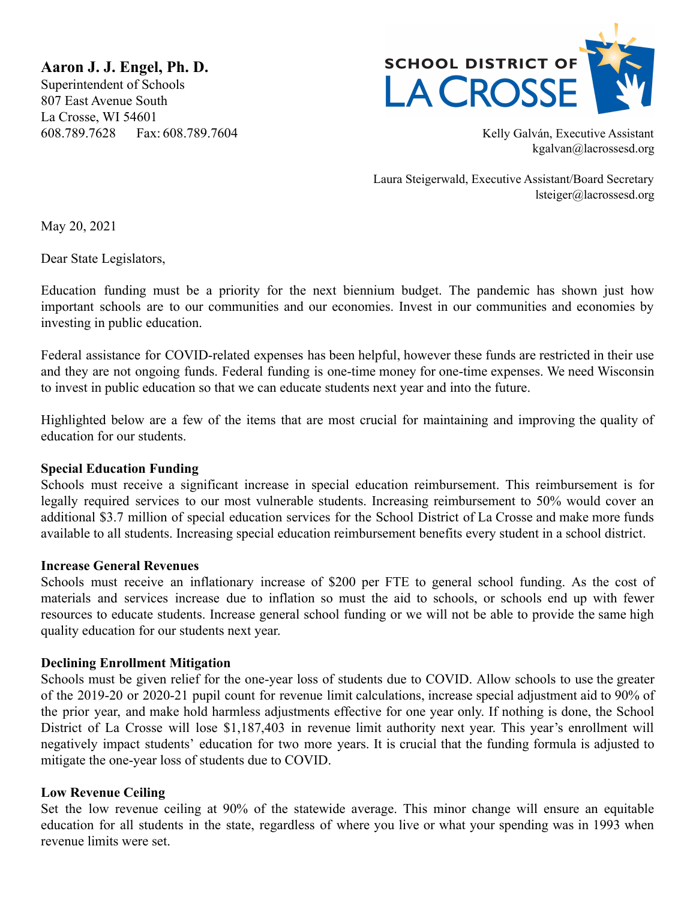**Aaron J. J. Engel, Ph. D.**
Superintendent of Schools
807 East Avenue South
La Crosse, WI 54601
608.789.7628 Fax: 608.789.7604

SCHOOL DISTRICT OF LA CROSSE

Kelly Galván, Executive Assistant
kgalvan@lacrossesd.org

Laura Steigerwald, Executive Assistant/Board Secretary
lsteiger@lacrossesd.org

May 20, 2021

Dear State Legislators,

Education funding must be a priority for the next biennium budget. The pandemic has shown just how important schools are to our communities and our economies. Invest in our communities and economies by investing in public education.

Federal assistance for COVID-related expenses has been helpful, however these funds are restricted in their use and they are not ongoing funds. Federal funding is one-time money for one-time expenses. We need Wisconsin to invest in public education so that we can educate students next year and into the future.

Highlighted below are a few of the items that are most crucial for maintaining and improving the quality of education for our students.

**Special Education Funding**
Schools must receive a significant increase in special education reimbursement. This reimbursement is for legally required services to our most vulnerable students. Increasing reimbursement to 50% would cover an additional $3.7 million of special education services for the School District of La Crosse and make more funds available to all students. Increasing special education reimbursement benefits every student in a school district.

**Increase General Revenues**
Schools must receive an inflationary increase of $200 per FTE to general school funding. As the cost of materials and services increase due to inflation so must the aid to schools, or schools end up with fewer resources to educate students. Increase general school funding or we will not be able to provide the same high quality education for our students next year.

**Declining Enrollment Mitigation**
Schools must be given relief for the one-year loss of students due to COVID. Allow schools to use the greater of the 2019-20 or 2020-21 pupil count for revenue limit calculations, increase special adjustment aid to 90% of the prior year, and make hold harmless adjustments effective for one year only. If nothing is done, the School District of La Crosse will lose $1,187,403 in revenue limit authority next year. This year's enrollment will negatively impact students' education for two more years. It is crucial that the funding formula is adjusted to mitigate the one-year loss of students due to COVID.

**Low Revenue Ceiling**
Set the low revenue ceiling at 90% of the statewide average. This minor change will ensure an equitable education for all students in the state, regardless of where you live or what your spending was in 1993 when revenue limits were set.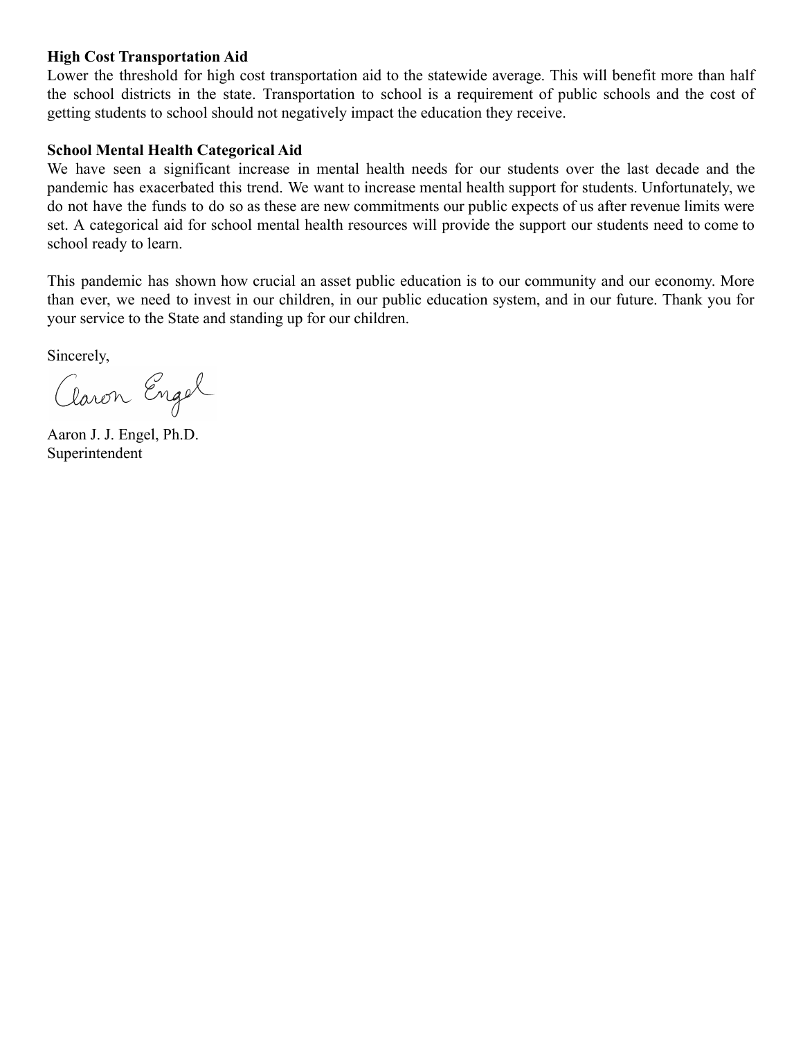**High Cost Transportation Aid**

Lower the threshold for high cost transportation aid to the statewide average. This will benefit more than half the school districts in the state. Transportation to school is a requirement of public schools and the cost of getting students to school should not negatively impact the education they receive.

**School Mental Health Categorical Aid**

We have seen a significant increase in mental health needs for our students over the last decade and the pandemic has exacerbated this trend. We want to increase mental health support for students. Unfortunately, we do not have the funds to do so as these are new commitments our public expects of us after revenue limits were set. A categorical aid for school mental health resources will provide the support our students need to come to school ready to learn.

This pandemic has shown how crucial an asset public education is to our community and our economy. More than ever, we need to invest in our children, in our public education system, and in our future. Thank you for your service to the State and standing up for our children.

Sincerely,

Aaron Engel

Aaron J. J. Engel, Ph.D.
Superintendent